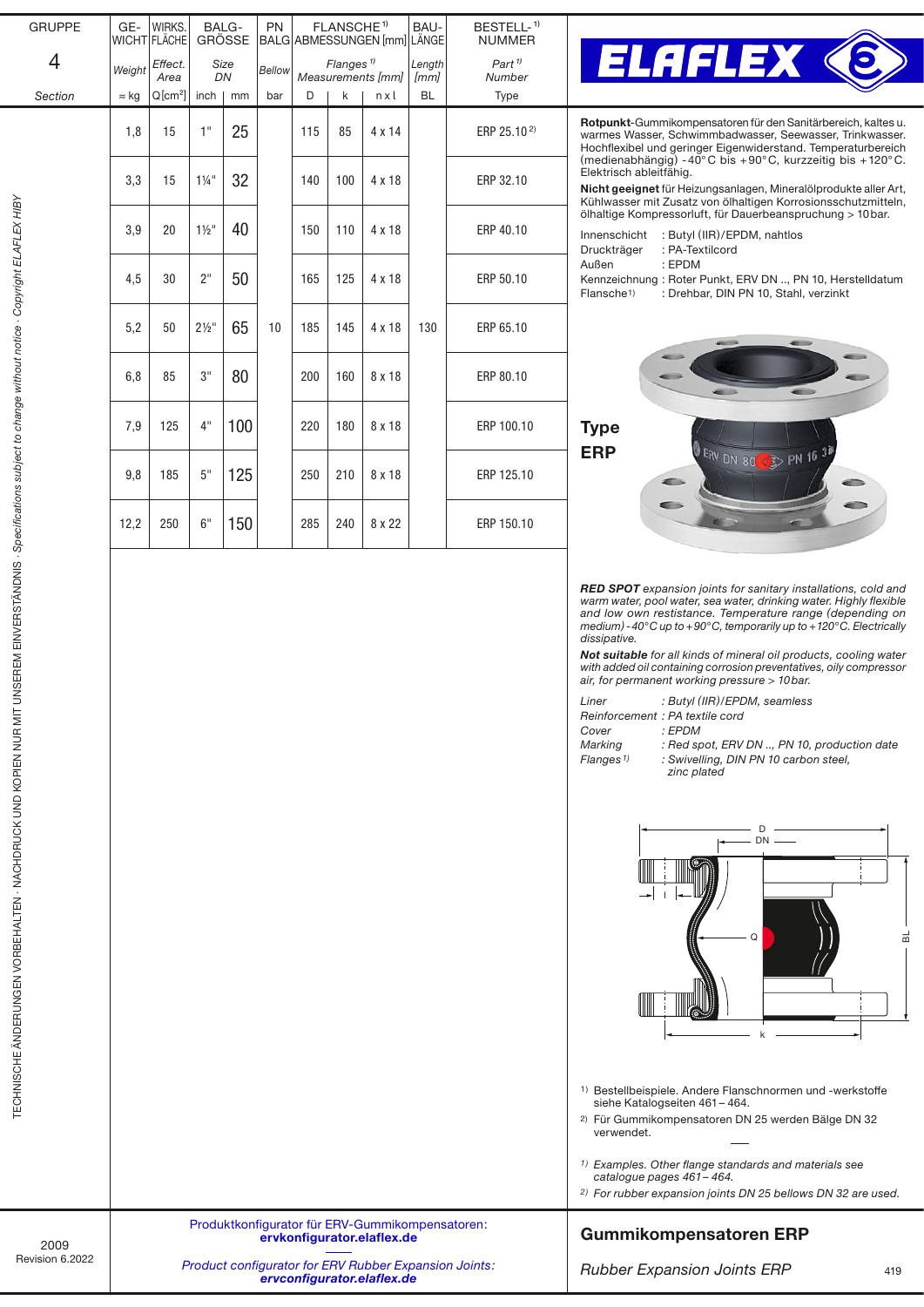| GRUPPE 4 Section | GE-WICHT Weight ≈ kg | WIRKS. FLÄCHE Effect. Area Q[cm²] | BALG-GRÖSSE Size DN inch | | PN BALG Bellow bar | FLANSCHE 1) ABMESSUNGEN [mm] Flanges 1) Measurements [mm] D | | | BAU-LÄNGE Length [mm] BL | BESTELL-NUMMER 1) Part 1) Number Type |
|---|---|---|---|---|---|---|---|---|---|---|
| | | | inch | mm | bar | D | k | n x l | BL | Type |
| | 1,8 | 15 | 1" | 25 | 10 | 115 | 85 | 4 x 14 | 130 | ERP 25.10 2) |
| | 3,3 | 15 | 1¼" | 32 | 10 | 140 | 100 | 4 x 18 | 130 | ERP 32.10 |
| | 3,9 | 20 | 1½" | 40 | 10 | 150 | 110 | 4 x 18 | 130 | ERP 40.10 |
| | 4,5 | 30 | 2" | 50 | 10 | 165 | 125 | 4 x 18 | 130 | ERP 50.10 |
| | 5,2 | 50 | 2½" | 65 | 10 | 185 | 145 | 4 x 18 | 130 | ERP 65.10 |
| | 6,8 | 85 | 3" | 80 | 10 | 200 | 160 | 8 x 18 | 130 | ERP 80.10 |
| | 7,9 | 125 | 4" | 100 | 10 | 220 | 180 | 8 x 18 | 130 | ERP 100.10 |
| | 9,8 | 185 | 5" | 125 | 10 | 250 | 210 | 8 x 18 | 130 | ERP 125.10 |
| | 12,2 | 250 | 6" | 150 | 10 | 285 | 240 | 8 x 22 | 130 | ERP 150.10 |

TECHNISCHE ÄNDERUNGEN VORBEHALTEN · NACHDRUCK UND KOPIEN NUR MIT UNSEREM EINVERSTÄNDNIS · Specifications subject to change without notice · Copyright ELAFLEX HIBY

# ELAFLEX

**Rotpunkt**-Gummikompensatoren für den Sanitärbereich, kaltes u. warmes Wasser, Schwimmbadwasser, Seewasser, Trinkwasser. Hochflexibel und geringer Eigenwiderstand. Temperaturbereich (medienabhängig) -40°C bis +90°C, kurzzeitig bis +120°C. Elektrisch ableitfähig.

**Nicht geeignet** für Heizungsanlagen, Mineralölprodukte aller Art, Kühlwasser mit Zusatz von ölhaltigen Korrosionsschutzmitteln, ölhaltige Kompressorluft, für Dauerbeanspruchung > 10 bar.

Innenschicht : Butyl (IIR)/EPDM, nahtlos
Druckträger : PA-Textilcord
Außen : EPDM
Kennzeichnung : Roter Punkt, ERV DN .., PN 10, Herstelldatum
Flansche 1) : Drehbar, DIN PN 10, Stahl, verzinkt

## Type ERP

***RED SPOT** expansion joints for sanitary installations, cold and warm water, pool water, sea water, drinking water. Highly flexible and low own restistance. Temperature range (depending on medium) -40°C up to +90°C, temporarily up to +120°C. Electrically dissipative.*

***Not suitable** for all kinds of mineral oil products, cooling water with added oil containing corrosion preventatives, oily compressor air, for permanent working pressure > 10 bar.*

*Liner : Butyl (IIR)/EPDM, seamless*
*Reinforcement : PA textile cord*
*Cover : EPDM*
*Marking : Red spot, ERV DN .., PN 10, production date*
*Flanges 1) : Swivelling, DIN PN 10 carbon steel, zinc plated*

1) Bestellbeispiele. Andere Flanschnormen und -werkstoffe siehe Katalogseiten 461 – 464.
2) Für Gummikompensatoren DN 25 werden Bälge DN 32 verwendet.

*1) Examples. Other flange standards and materials see catalogue pages 461 – 464.*
*2) For rubber expansion joints DN 25 bellows DN 32 are used.*

Produktkonfigurator für ERV-Gummikompensatoren: **ervkonfigurator.elaflex.de**

*Product configurator for ERV Rubber Expansion Joints: **ervconfigurator.elaflex.de***

2009
Revision 6.2022

## Gummikompensatoren ERP

*Rubber Expansion Joints ERP*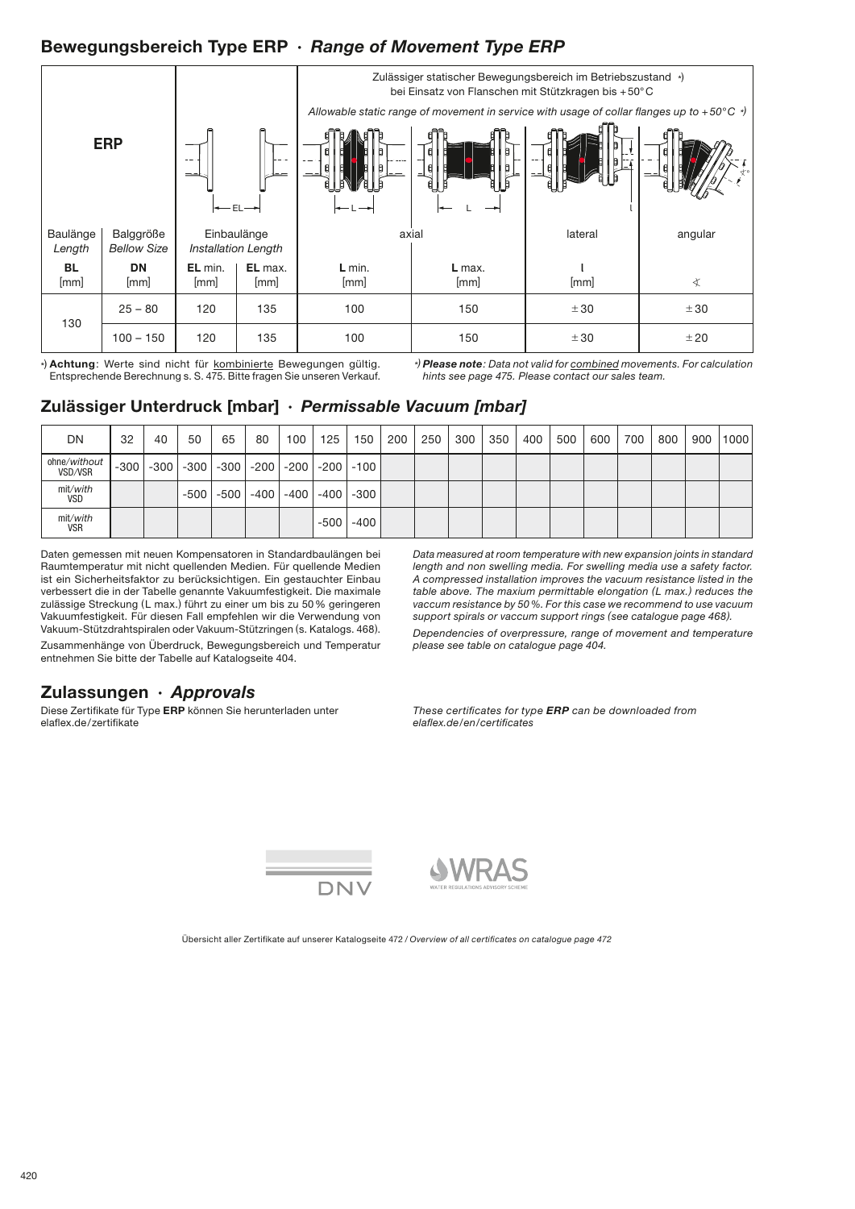## Bewegungsbereich Type ERP · *Range of Movement Type ERP*

| ERP | | | | Zulässiger statischer Bewegungsbereich im Betriebszustand *) bei Einsatz von Flanschen mit Stützkragen bis +50°C *Allowable static range of movement in service with usage of collar flanges up to +50°C \*)* | | | |
|---|---|---|---|---|---|---|---|
| Baulänge *Length* | Balggröße *Bellow Size* | Einbaulänge *Installation Length* | | axial | | lateral | angular |
| **BL** [mm] | **DN** [mm] | **EL** min. [mm] | **EL** max. [mm] | **L** min. [mm] | **L** max. [mm] | **l** [mm] | ∢ |
| 130 | 25 – 80 | 120 | 135 | 100 | 150 | ± 30 | ± 30 |
| | 100 – 150 | 120 | 135 | 100 | 150 | ± 30 | ± 20 |

*) **Achtung**: Werte sind nicht für kombinierte Bewegungen gültig. Entsprechende Berechnung s. S. 475. Bitte fragen Sie unseren Verkauf.

*\*) **Please note**: Data not valid for combined movements. For calculation hints see page 475. Please contact our sales team.*

## Zulässiger Unterdruck [mbar] · *Permissable Vacuum [mbar]*

| DN | 32 | 40 | 50 | 65 | 80 | 100 | 125 | 150 | 200 | 250 | 300 | 350 | 400 | 500 | 600 | 700 | 800 | 900 | 1000 |
|---|---|---|---|---|---|---|---|---|---|---|---|---|---|---|---|---|---|---|---|
| ohne/*without* VSD/VSR | -300 | -300 | -300 | -300 | -200 | -200 | -200 | -100 | | | | | | | | | | | |
| mit/*with* VSD | | | -500 | -500 | -400 | -400 | -400 | -300 | | | | | | | | | | | |
| mit/*with* VSR | | | | | | | -500 | -400 | | | | | | | | | | | |

Daten gemessen mit neuen Kompensatoren in Standardbaulängen bei Raumtemperatur mit nicht quellenden Medien. Für quellende Medien ist ein Sicherheitsfaktor zu berücksichtigen. Ein gestauchter Einbau verbessert die in der Tabelle genannte Vakuumfestigkeit. Die maximale zulässige Streckung (L max.) führt zu einer um bis zu 50 % geringeren Vakuumfestigkeit. Für diesen Fall empfehlen wir die Verwendung von Vakuum-Stützdrahtspiralen oder Vakuum-Stützringen (s. Katalogs. 468).

Zusammenhänge von Überdruck, Bewegungsbereich und Temperatur entnehmen Sie bitte der Tabelle auf Katalogseite 404.

*Data measured at room temperature with new expansion joints in standard length and non swelling media. For swelling media use a safety factor. A compressed installation improves the vacuum resistance listed in the table above. The maxium permittable elongation (L max.) reduces the vaccum resistance by 50 %. For this case we recommend to use vacuum support spirals or vaccum support rings (see catalogue page 468).*

*Dependencies of overpressure, range of movement and temperature please see table on catalogue page 404.*

## Zulassungen · *Approvals*

Diese Zertifikate für Type **ERP** können Sie herunterladen unter elaflex.de/zertifikate

*These certificates for type **ERP** can be downloaded from elaflex.de/en/certificates*

DNV

WRAS WATER REGULATIONS ADVISORY SCHEME

Übersicht aller Zertifikate auf unserer Katalogseite 472 / *Overview of all certificates on catalogue page 472*